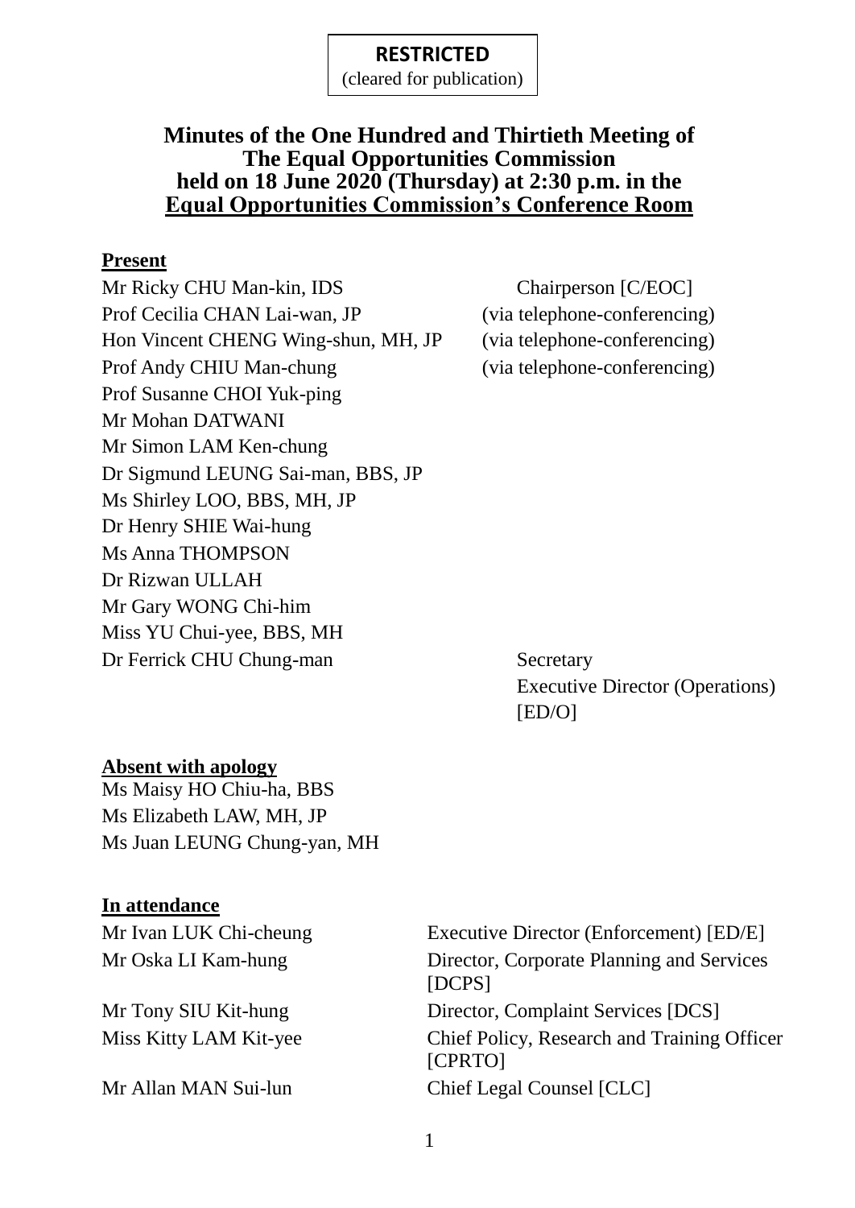**RESTRICTED**
(cleared for publication)

# Minutes of the One Hundred and Thirtieth Meeting of The Equal Opportunities Commission held on 18 June 2020 (Thursday) at 2:30 p.m. in the Equal Opportunities Commission's Conference Room

## Present

| | |
|---|---|
| Mr Ricky CHU Man-kin, IDS | Chairperson [C/EOC] |
| Prof Cecilia CHAN Lai-wan, JP | (via telephone-conferencing) |
| Hon Vincent CHENG Wing-shun, MH, JP | (via telephone-conferencing) |
| Prof Andy CHIU Man-chung | (via telephone-conferencing) |
| Prof Susanne CHOI Yuk-ping | |
| Mr Mohan DATWANI | |
| Mr Simon LAM Ken-chung | |
| Dr Sigmund LEUNG Sai-man, BBS, JP | |
| Ms Shirley LOO, BBS, MH, JP | |
| Dr Henry SHIE Wai-hung | |
| Ms Anna THOMPSON | |
| Dr Rizwan ULLAH | |
| Mr Gary WONG Chi-him | |
| Miss YU Chui-yee, BBS, MH | |
| Dr Ferrick CHU Chung-man | Secretary<br>Executive Director (Operations) [ED/O] |

## Absent with apology

Ms Maisy HO Chiu-ha, BBS
Ms Elizabeth LAW, MH, JP
Ms Juan LEUNG Chung-yan, MH

## In attendance

| | |
|---|---|
| Mr Ivan LUK Chi-cheung | Executive Director (Enforcement) [ED/E] |
| Mr Oska LI Kam-hung | Director, Corporate Planning and Services [DCPS] |
| Mr Tony SIU Kit-hung | Director, Complaint Services [DCS] |
| Miss Kitty LAM Kit-yee | Chief Policy, Research and Training Officer [CPRTO] |
| Mr Allan MAN Sui-lun | Chief Legal Counsel [CLC] |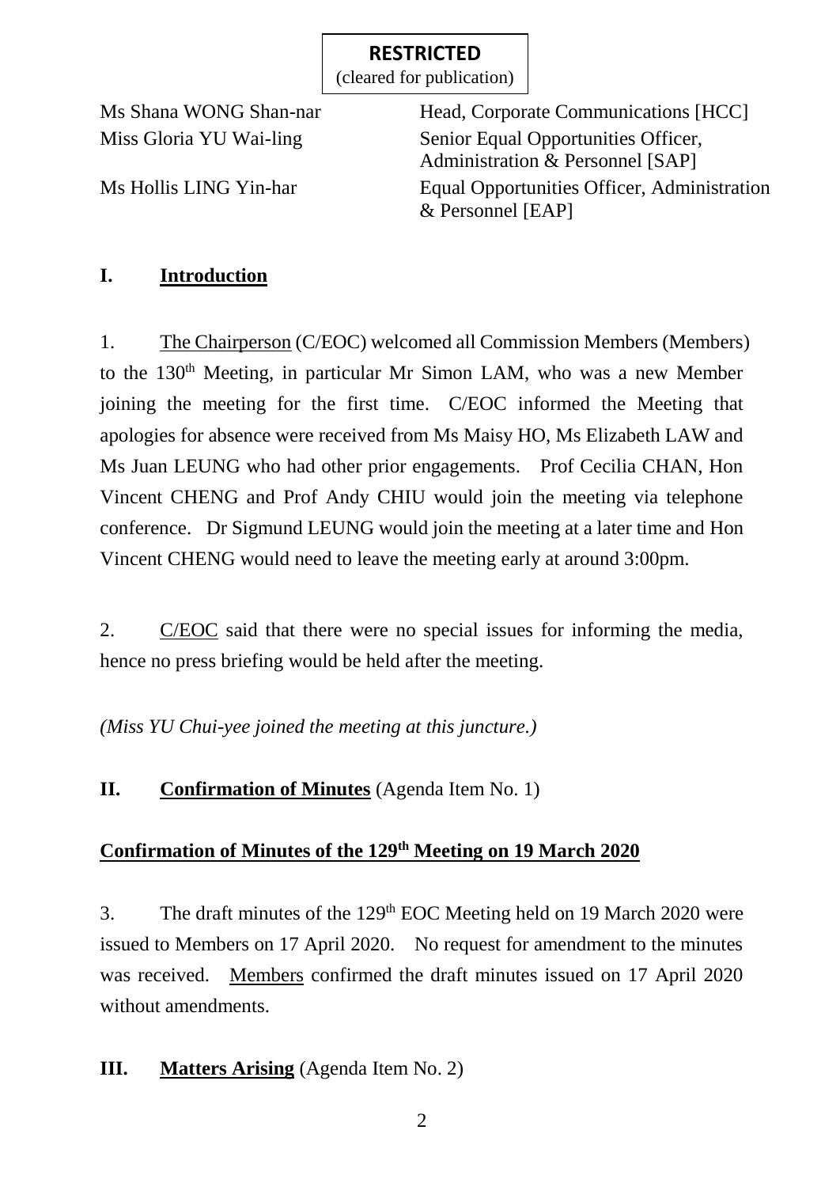**RESTRICTED**
(cleared for publication)

| | |
|---|---|
| Ms Shana WONG Shan-nar | Head, Corporate Communications [HCC] |
| Miss Gloria YU Wai-ling | Senior Equal Opportunities Officer, Administration & Personnel [SAP] |
| Ms Hollis LING Yin-har | Equal Opportunities Officer, Administration & Personnel [EAP] |

## I. Introduction

1. The Chairperson (C/EOC) welcomed all Commission Members (Members) to the 130th Meeting, in particular Mr Simon LAM, who was a new Member joining the meeting for the first time. C/EOC informed the Meeting that apologies for absence were received from Ms Maisy HO, Ms Elizabeth LAW and Ms Juan LEUNG who had other prior engagements. Prof Cecilia CHAN, Hon Vincent CHENG and Prof Andy CHIU would join the meeting via telephone conference. Dr Sigmund LEUNG would join the meeting at a later time and Hon Vincent CHENG would need to leave the meeting early at around 3:00pm.

2. C/EOC said that there were no special issues for informing the media, hence no press briefing would be held after the meeting.

*(Miss YU Chui-yee joined the meeting at this juncture.)*

## II. Confirmation of Minutes (Agenda Item No. 1)

### Confirmation of Minutes of the 129th Meeting on 19 March 2020

3. The draft minutes of the 129th EOC Meeting held on 19 March 2020 were issued to Members on 17 April 2020. No request for amendment to the minutes was received. Members confirmed the draft minutes issued on 17 April 2020 without amendments.

## III. Matters Arising (Agenda Item No. 2)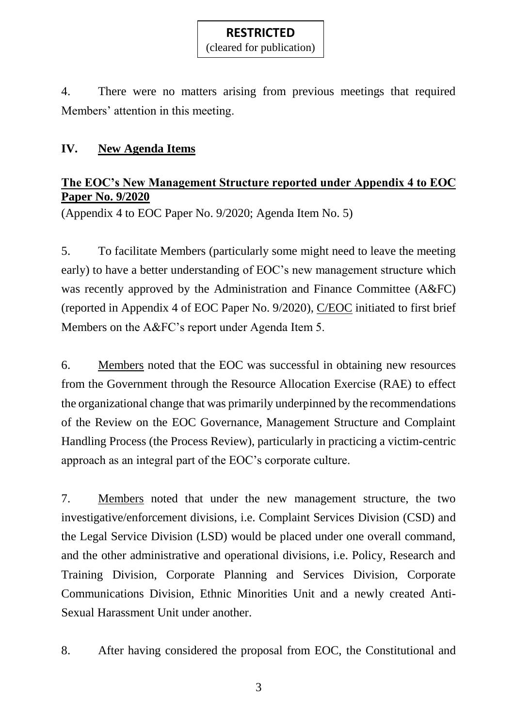**RESTRICTED**
(cleared for publication)

4. There were no matters arising from previous meetings that required Members' attention in this meeting.

## IV. New Agenda Items

### The EOC's New Management Structure reported under Appendix 4 to EOC Paper No. 9/2020

(Appendix 4 to EOC Paper No. 9/2020; Agenda Item No. 5)

5. To facilitate Members (particularly some might need to leave the meeting early) to have a better understanding of EOC's new management structure which was recently approved by the Administration and Finance Committee (A&FC) (reported in Appendix 4 of EOC Paper No. 9/2020), C/EOC initiated to first brief Members on the A&FC's report under Agenda Item 5.

6. Members noted that the EOC was successful in obtaining new resources from the Government through the Resource Allocation Exercise (RAE) to effect the organizational change that was primarily underpinned by the recommendations of the Review on the EOC Governance, Management Structure and Complaint Handling Process (the Process Review), particularly in practicing a victim-centric approach as an integral part of the EOC's corporate culture.

7. Members noted that under the new management structure, the two investigative/enforcement divisions, i.e. Complaint Services Division (CSD) and the Legal Service Division (LSD) would be placed under one overall command, and the other administrative and operational divisions, i.e. Policy, Research and Training Division, Corporate Planning and Services Division, Corporate Communications Division, Ethnic Minorities Unit and a newly created Anti-Sexual Harassment Unit under another.

8. After having considered the proposal from EOC, the Constitutional and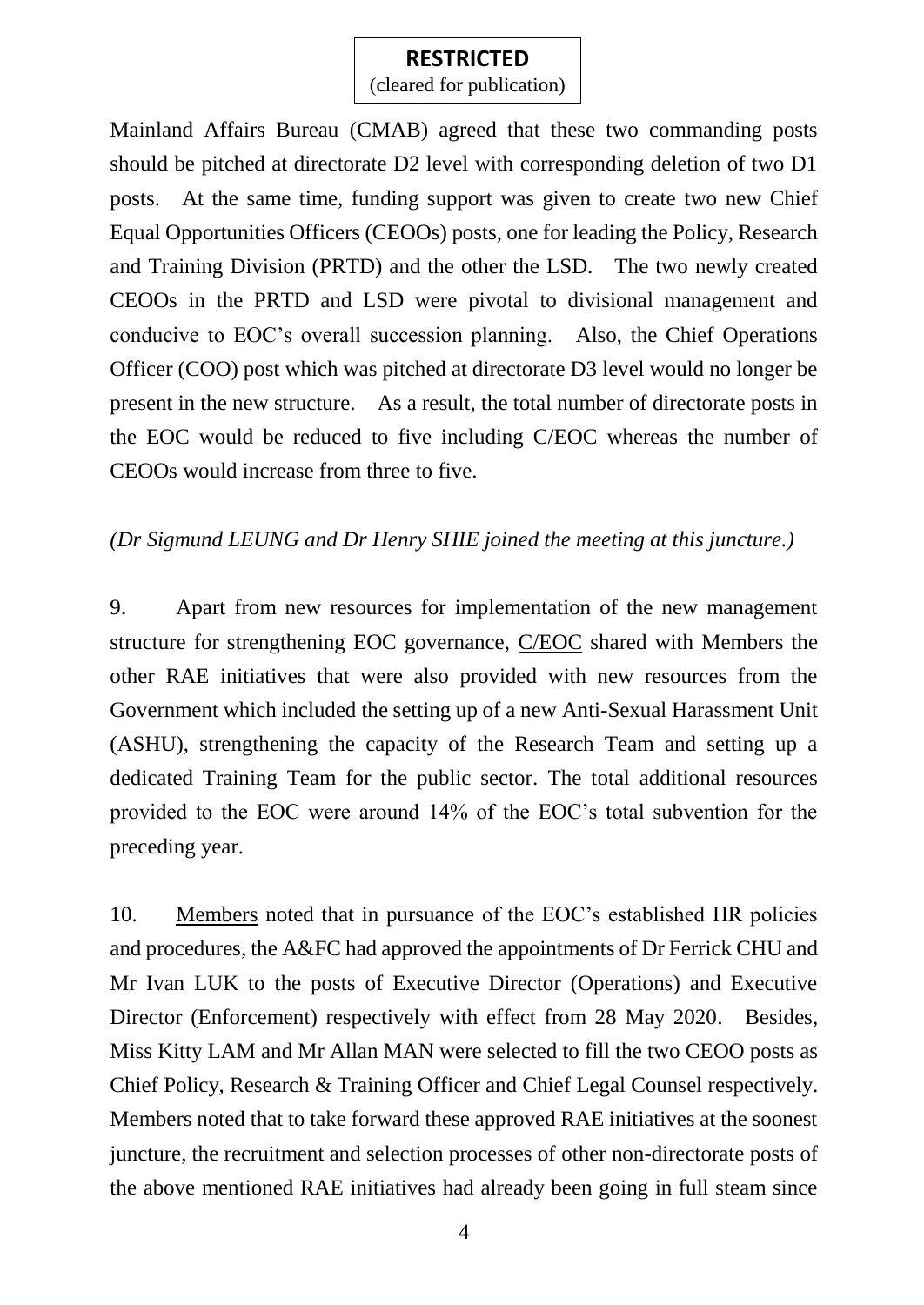Mainland Affairs Bureau (CMAB) agreed that these two commanding posts should be pitched at directorate D2 level with corresponding deletion of two D1 posts. At the same time, funding support was given to create two new Chief Equal Opportunities Officers (CEOOs) posts, one for leading the Policy, Research and Training Division (PRTD) and the other the LSD. The two newly created CEOOs in the PRTD and LSD were pivotal to divisional management and conducive to EOC's overall succession planning. Also, the Chief Operations Officer (COO) post which was pitched at directorate D3 level would no longer be present in the new structure. As a result, the total number of directorate posts in the EOC would be reduced to five including C/EOC whereas the number of CEOOs would increase from three to five.

*(Dr Sigmund LEUNG and Dr Henry SHIE joined the meeting at this juncture.)*

9. Apart from new resources for implementation of the new management structure for strengthening EOC governance, C/EOC shared with Members the other RAE initiatives that were also provided with new resources from the Government which included the setting up of a new Anti-Sexual Harassment Unit (ASHU), strengthening the capacity of the Research Team and setting up a dedicated Training Team for the public sector. The total additional resources provided to the EOC were around 14% of the EOC's total subvention for the preceding year.

10. Members noted that in pursuance of the EOC's established HR policies and procedures, the A&FC had approved the appointments of Dr Ferrick CHU and Mr Ivan LUK to the posts of Executive Director (Operations) and Executive Director (Enforcement) respectively with effect from 28 May 2020. Besides, Miss Kitty LAM and Mr Allan MAN were selected to fill the two CEOO posts as Chief Policy, Research & Training Officer and Chief Legal Counsel respectively. Members noted that to take forward these approved RAE initiatives at the soonest juncture, the recruitment and selection processes of other non-directorate posts of the above mentioned RAE initiatives had already been going in full steam since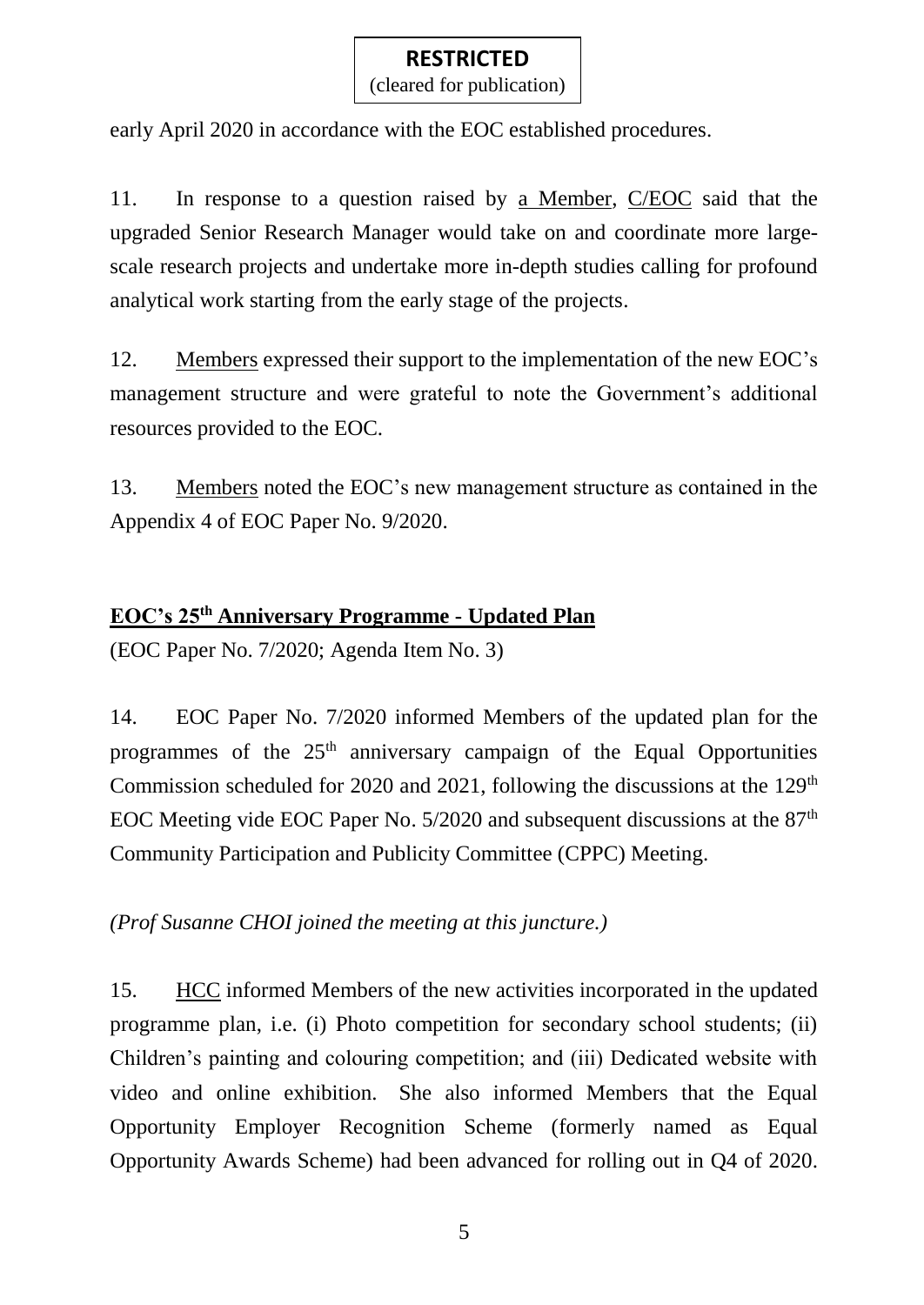**RESTRICTED**
(cleared for publication)

early April 2020 in accordance with the EOC established procedures.

11. In response to a question raised by a Member, C/EOC said that the upgraded Senior Research Manager would take on and coordinate more large-scale research projects and undertake more in-depth studies calling for profound analytical work starting from the early stage of the projects.

12. Members expressed their support to the implementation of the new EOC's management structure and were grateful to note the Government's additional resources provided to the EOC.

13. Members noted the EOC's new management structure as contained in the Appendix 4 of EOC Paper No. 9/2020.

## EOC's 25th Anniversary Programme - Updated Plan

(EOC Paper No. 7/2020; Agenda Item No. 3)

14. EOC Paper No. 7/2020 informed Members of the updated plan for the programmes of the 25th anniversary campaign of the Equal Opportunities Commission scheduled for 2020 and 2021, following the discussions at the 129th EOC Meeting vide EOC Paper No. 5/2020 and subsequent discussions at the 87th Community Participation and Publicity Committee (CPPC) Meeting.

*(Prof Susanne CHOI joined the meeting at this juncture.)*

15. HCC informed Members of the new activities incorporated in the updated programme plan, i.e. (i) Photo competition for secondary school students; (ii) Children's painting and colouring competition; and (iii) Dedicated website with video and online exhibition. She also informed Members that the Equal Opportunity Employer Recognition Scheme (formerly named as Equal Opportunity Awards Scheme) had been advanced for rolling out in Q4 of 2020.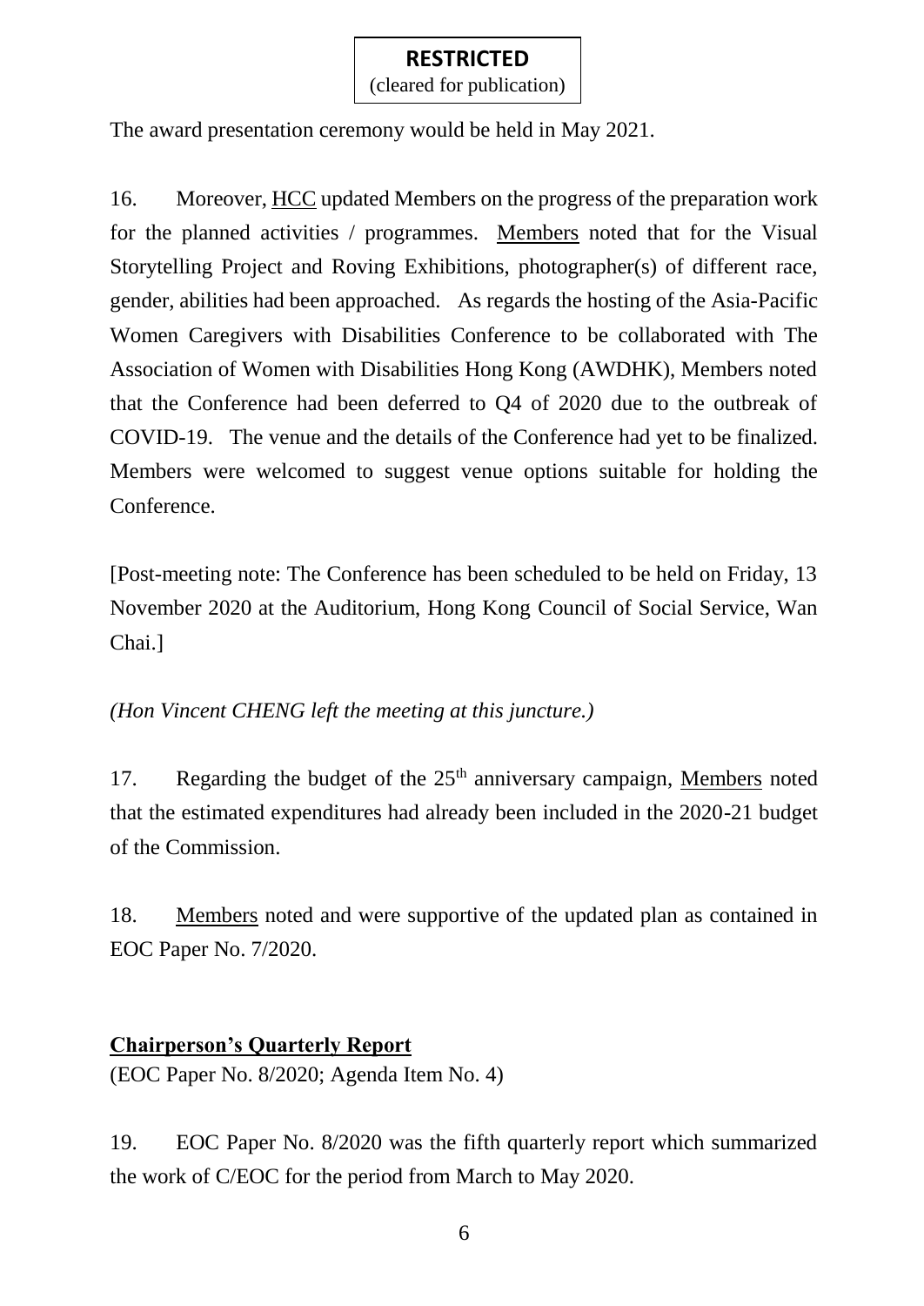The award presentation ceremony would be held in May 2021.

16. Moreover, HCC updated Members on the progress of the preparation work for the planned activities / programmes. Members noted that for the Visual Storytelling Project and Roving Exhibitions, photographer(s) of different race, gender, abilities had been approached. As regards the hosting of the Asia-Pacific Women Caregivers with Disabilities Conference to be collaborated with The Association of Women with Disabilities Hong Kong (AWDHK), Members noted that the Conference had been deferred to Q4 of 2020 due to the outbreak of COVID-19. The venue and the details of the Conference had yet to be finalized. Members were welcomed to suggest venue options suitable for holding the Conference.

[Post-meeting note: The Conference has been scheduled to be held on Friday, 13 November 2020 at the Auditorium, Hong Kong Council of Social Service, Wan Chai.]

*(Hon Vincent CHENG left the meeting at this juncture.)*

17. Regarding the budget of the 25th anniversary campaign, Members noted that the estimated expenditures had already been included in the 2020-21 budget of the Commission.

18. Members noted and were supportive of the updated plan as contained in EOC Paper No. 7/2020.

**Chairperson's Quarterly Report**

(EOC Paper No. 8/2020; Agenda Item No. 4)

19. EOC Paper No. 8/2020 was the fifth quarterly report which summarized the work of C/EOC for the period from March to May 2020.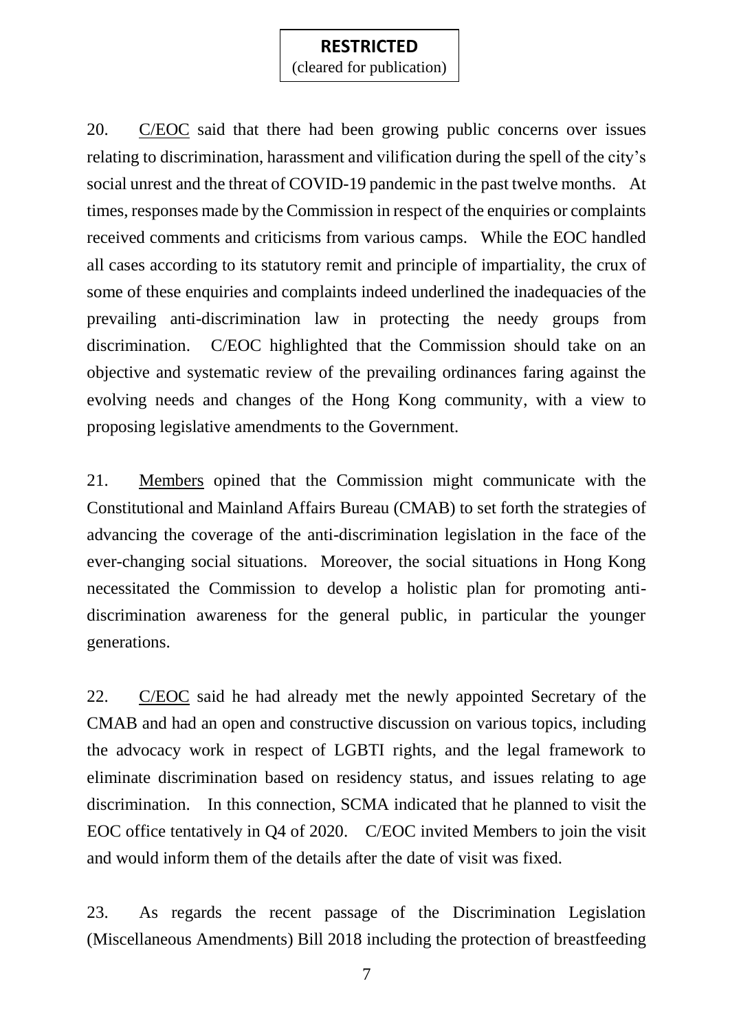20. C/EOC said that there had been growing public concerns over issues relating to discrimination, harassment and vilification during the spell of the city's social unrest and the threat of COVID-19 pandemic in the past twelve months. At times, responses made by the Commission in respect of the enquiries or complaints received comments and criticisms from various camps. While the EOC handled all cases according to its statutory remit and principle of impartiality, the crux of some of these enquiries and complaints indeed underlined the inadequacies of the prevailing anti-discrimination law in protecting the needy groups from discrimination. C/EOC highlighted that the Commission should take on an objective and systematic review of the prevailing ordinances faring against the evolving needs and changes of the Hong Kong community, with a view to proposing legislative amendments to the Government.

21. Members opined that the Commission might communicate with the Constitutional and Mainland Affairs Bureau (CMAB) to set forth the strategies of advancing the coverage of the anti-discrimination legislation in the face of the ever-changing social situations. Moreover, the social situations in Hong Kong necessitated the Commission to develop a holistic plan for promoting anti-discrimination awareness for the general public, in particular the younger generations.

22. C/EOC said he had already met the newly appointed Secretary of the CMAB and had an open and constructive discussion on various topics, including the advocacy work in respect of LGBTI rights, and the legal framework to eliminate discrimination based on residency status, and issues relating to age discrimination. In this connection, SCMA indicated that he planned to visit the EOC office tentatively in Q4 of 2020. C/EOC invited Members to join the visit and would inform them of the details after the date of visit was fixed.

23. As regards the recent passage of the Discrimination Legislation (Miscellaneous Amendments) Bill 2018 including the protection of breastfeeding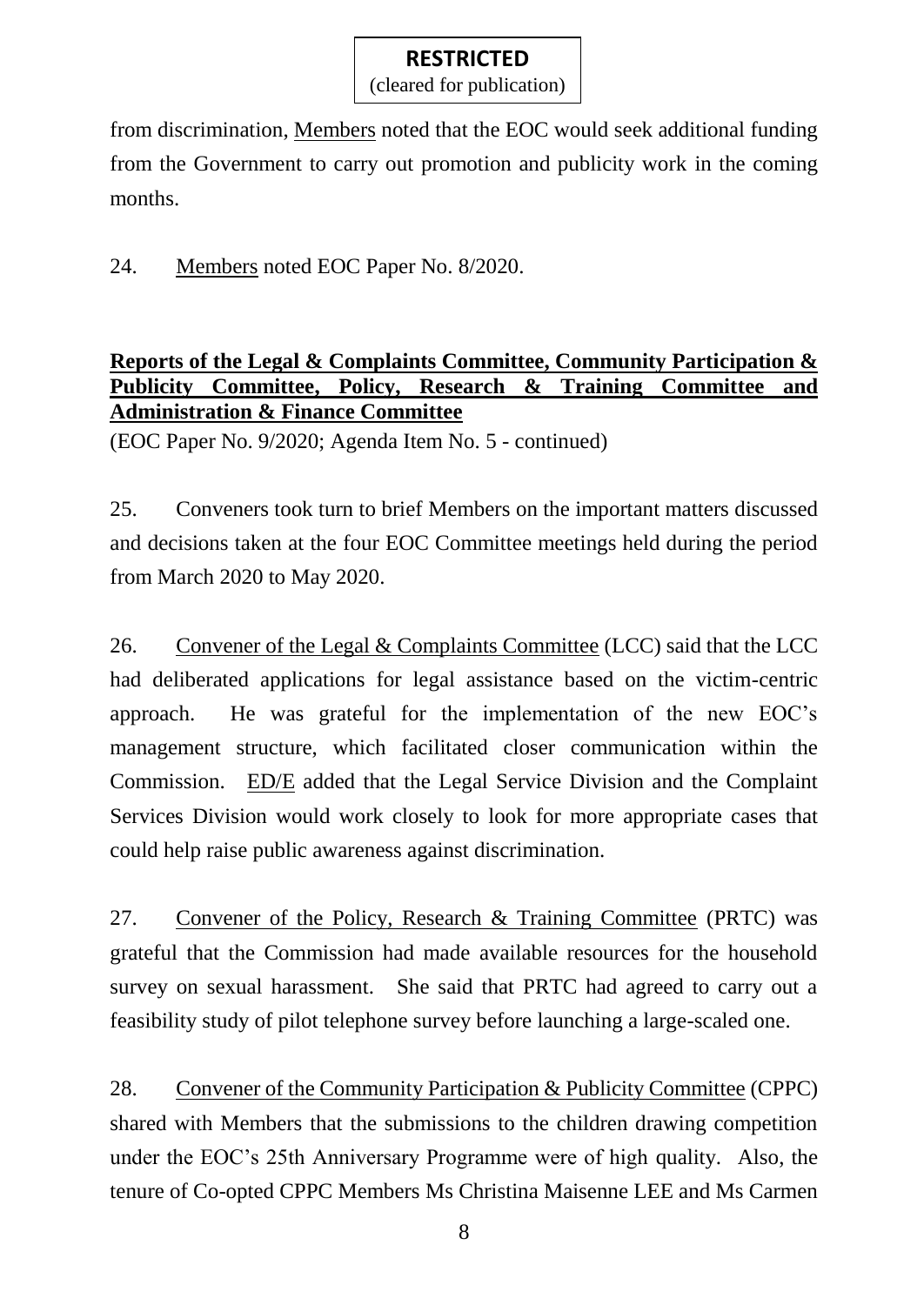from discrimination, Members noted that the EOC would seek additional funding from the Government to carry out promotion and publicity work in the coming months.

24. Members noted EOC Paper No. 8/2020.

**Reports of the Legal & Complaints Committee, Community Participation & Publicity Committee, Policy, Research & Training Committee and Administration & Finance Committee**

(EOC Paper No. 9/2020; Agenda Item No. 5 - continued)

25. Conveners took turn to brief Members on the important matters discussed and decisions taken at the four EOC Committee meetings held during the period from March 2020 to May 2020.

26. Convener of the Legal & Complaints Committee (LCC) said that the LCC had deliberated applications for legal assistance based on the victim-centric approach. He was grateful for the implementation of the new EOC's management structure, which facilitated closer communication within the Commission. ED/E added that the Legal Service Division and the Complaint Services Division would work closely to look for more appropriate cases that could help raise public awareness against discrimination.

27. Convener of the Policy, Research & Training Committee (PRTC) was grateful that the Commission had made available resources for the household survey on sexual harassment. She said that PRTC had agreed to carry out a feasibility study of pilot telephone survey before launching a large-scaled one.

28. Convener of the Community Participation & Publicity Committee (CPPC) shared with Members that the submissions to the children drawing competition under the EOC's 25th Anniversary Programme were of high quality. Also, the tenure of Co-opted CPPC Members Ms Christina Maisenne LEE and Ms Carmen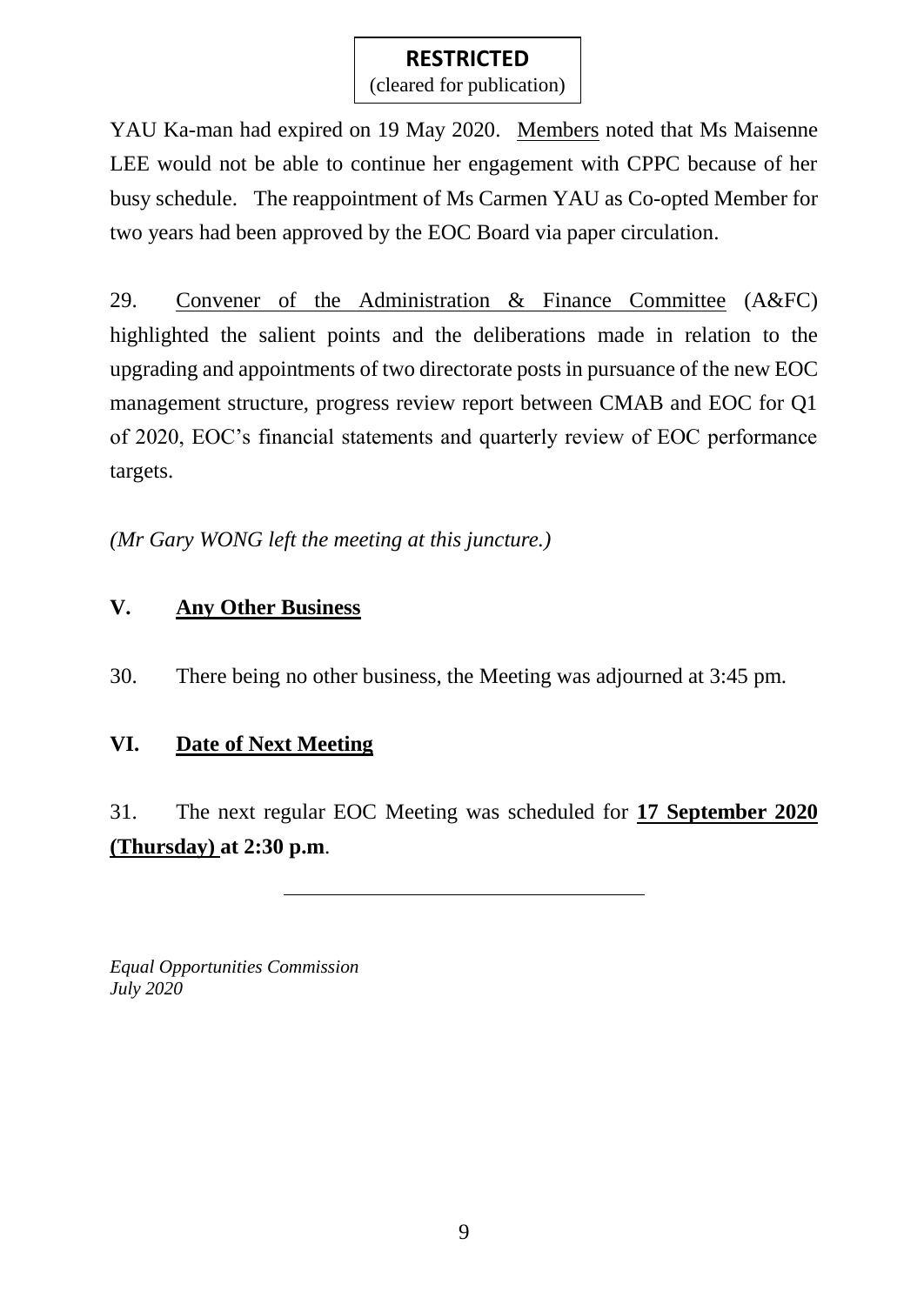**RESTRICTED**
(cleared for publication)

YAU Ka-man had expired on 19 May 2020. Members noted that Ms Maisenne LEE would not be able to continue her engagement with CPPC because of her busy schedule. The reappointment of Ms Carmen YAU as Co-opted Member for two years had been approved by the EOC Board via paper circulation.

29. Convener of the Administration & Finance Committee (A&FC) highlighted the salient points and the deliberations made in relation to the upgrading and appointments of two directorate posts in pursuance of the new EOC management structure, progress review report between CMAB and EOC for Q1 of 2020, EOC's financial statements and quarterly review of EOC performance targets.

*(Mr Gary WONG left the meeting at this juncture.)*

## V. Any Other Business

30. There being no other business, the Meeting was adjourned at 3:45 pm.

## VI. Date of Next Meeting

31. The next regular EOC Meeting was scheduled for **17 September 2020 (Thursday) at 2:30 p.m**.

---

*Equal Opportunities Commission*
*July 2020*